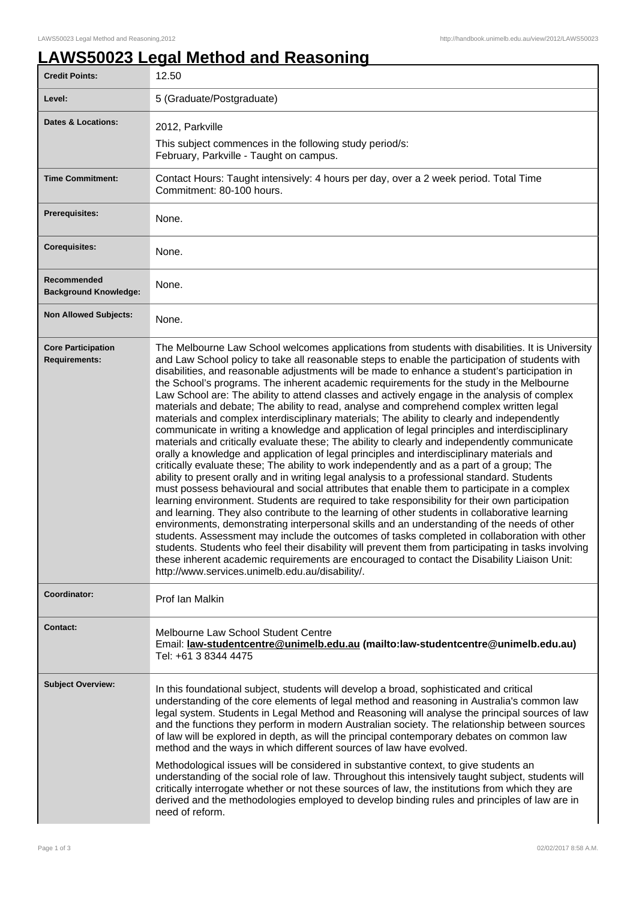# LAWS50023 Legal Method and Reasoning

| | |
|---|---|
| **Credit Points:** | 12.50 |
| **Level:** | 5 (Graduate/Postgraduate) |
| **Dates & Locations:** | 2012, Parkville<br><br>This subject commences in the following study period/s:<br>February, Parkville - Taught on campus. |
| **Time Commitment:** | Contact Hours: Taught intensively: 4 hours per day, over a 2 week period. Total Time Commitment: 80-100 hours. |
| **Prerequisites:** | None. |
| **Corequisites:** | None. |
| **Recommended Background Knowledge:** | None. |
| **Non Allowed Subjects:** | None. |
| **Core Participation Requirements:** | The Melbourne Law School welcomes applications from students with disabilities. It is University and Law School policy to take all reasonable steps to enable the participation of students with disabilities, and reasonable adjustments will be made to enhance a student's participation in the School's programs. The inherent academic requirements for the study in the Melbourne Law School are: The ability to attend classes and actively engage in the analysis of complex materials and debate; The ability to read, analyse and comprehend complex written legal materials and complex interdisciplinary materials; The ability to clearly and independently communicate in writing a knowledge and application of legal principles and interdisciplinary materials and critically evaluate these; The ability to clearly and independently communicate orally a knowledge and application of legal principles and interdisciplinary materials and critically evaluate these; The ability to work independently and as a part of a group; The ability to present orally and in writing legal analysis to a professional standard. Students must possess behavioural and social attributes that enable them to participate in a complex learning environment. Students are required to take responsibility for their own participation and learning. They also contribute to the learning of other students in collaborative learning environments, demonstrating interpersonal skills and an understanding of the needs of other students. Assessment may include the outcomes of tasks completed in collaboration with other students. Students who feel their disability will prevent them from participating in tasks involving these inherent academic requirements are encouraged to contact the Disability Liaison Unit: http://www.services.unimelb.edu.au/disability/. |
| **Coordinator:** | Prof Ian Malkin |
| **Contact:** | Melbourne Law School Student Centre<br>Email: **law-studentcentre@unimelb.edu.au (mailto:law-studentcentre@unimelb.edu.au)**<br>Tel: +61 3 8344 4475 |
| **Subject Overview:** | In this foundational subject, students will develop a broad, sophisticated and critical understanding of the core elements of legal method and reasoning in Australia's common law legal system. Students in Legal Method and Reasoning will analyse the principal sources of law and the functions they perform in modern Australian society. The relationship between sources of law will be explored in depth, as will the principal contemporary debates on common law method and the ways in which different sources of law have evolved.<br><br>Methodological issues will be considered in substantive context, to give students an understanding of the social role of law. Throughout this intensively taught subject, students will critically interrogate whether or not these sources of law, the institutions from which they are derived and the methodologies employed to develop binding rules and principles of law are in need of reform. |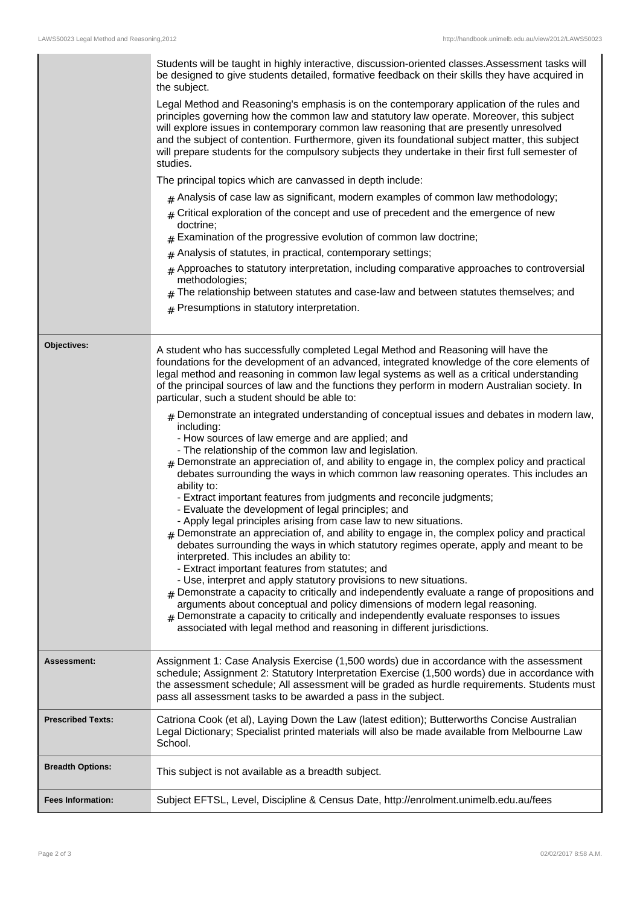| | |
|---|---|
| | Students will be taught in highly interactive, discussion-oriented classes.Assessment tasks will be designed to give students detailed, formative feedback on their skills they have acquired in the subject.<br><br>Legal Method and Reasoning's emphasis is on the contemporary application of the rules and principles governing how the common law and statutory law operate. Moreover, this subject will explore issues in contemporary common law reasoning that are presently unresolved and the subject of contention. Furthermore, given its foundational subject matter, this subject will prepare students for the compulsory subjects they undertake in their first full semester of studies.<br><br>The principal topics which are canvassed in depth include:<br><br># Analysis of case law as significant, modern examples of common law methodology;<br># Critical exploration of the concept and use of precedent and the emergence of new doctrine;<br># Examination of the progressive evolution of common law doctrine;<br># Analysis of statutes, in practical, contemporary settings;<br># Approaches to statutory interpretation, including comparative approaches to controversial methodologies;<br># The relationship between statutes and case-law and between statutes themselves; and<br># Presumptions in statutory interpretation. |
| **Objectives:** | A student who has successfully completed Legal Method and Reasoning will have the foundations for the development of an advanced, integrated knowledge of the core elements of legal method and reasoning in common law legal systems as well as a critical understanding of the principal sources of law and the functions they perform in modern Australian society. In particular, such a student should be able to:<br><br># Demonstrate an integrated understanding of conceptual issues and debates in modern law, including:<br>- How sources of law emerge and are applied; and<br>- The relationship of the common law and legislation.<br># Demonstrate an appreciation of, and ability to engage in, the complex policy and practical debates surrounding the ways in which common law reasoning operates. This includes an ability to:<br>- Extract important features from judgments and reconcile judgments;<br>- Evaluate the development of legal principles; and<br>- Apply legal principles arising from case law to new situations.<br># Demonstrate an appreciation of, and ability to engage in, the complex policy and practical debates surrounding the ways in which statutory regimes operate, apply and meant to be interpreted. This includes an ability to:<br>- Extract important features from statutes; and<br>- Use, interpret and apply statutory provisions to new situations.<br># Demonstrate a capacity to critically and independently evaluate a range of propositions and arguments about conceptual and policy dimensions of modern legal reasoning.<br># Demonstrate a capacity to critically and independently evaluate responses to issues associated with legal method and reasoning in different jurisdictions. |
| **Assessment:** | Assignment 1: Case Analysis Exercise (1,500 words) due in accordance with the assessment schedule; Assignment 2: Statutory Interpretation Exercise (1,500 words) due in accordance with the assessment schedule; All assessment will be graded as hurdle requirements. Students must pass all assessment tasks to be awarded a pass in the subject. |
| **Prescribed Texts:** | Catriona Cook (et al), Laying Down the Law (latest edition); Butterworths Concise Australian Legal Dictionary; Specialist printed materials will also be made available from Melbourne Law School. |
| **Breadth Options:** | This subject is not available as a breadth subject. |
| **Fees Information:** | Subject EFTSL, Level, Discipline & Census Date, http://enrolment.unimelb.edu.au/fees |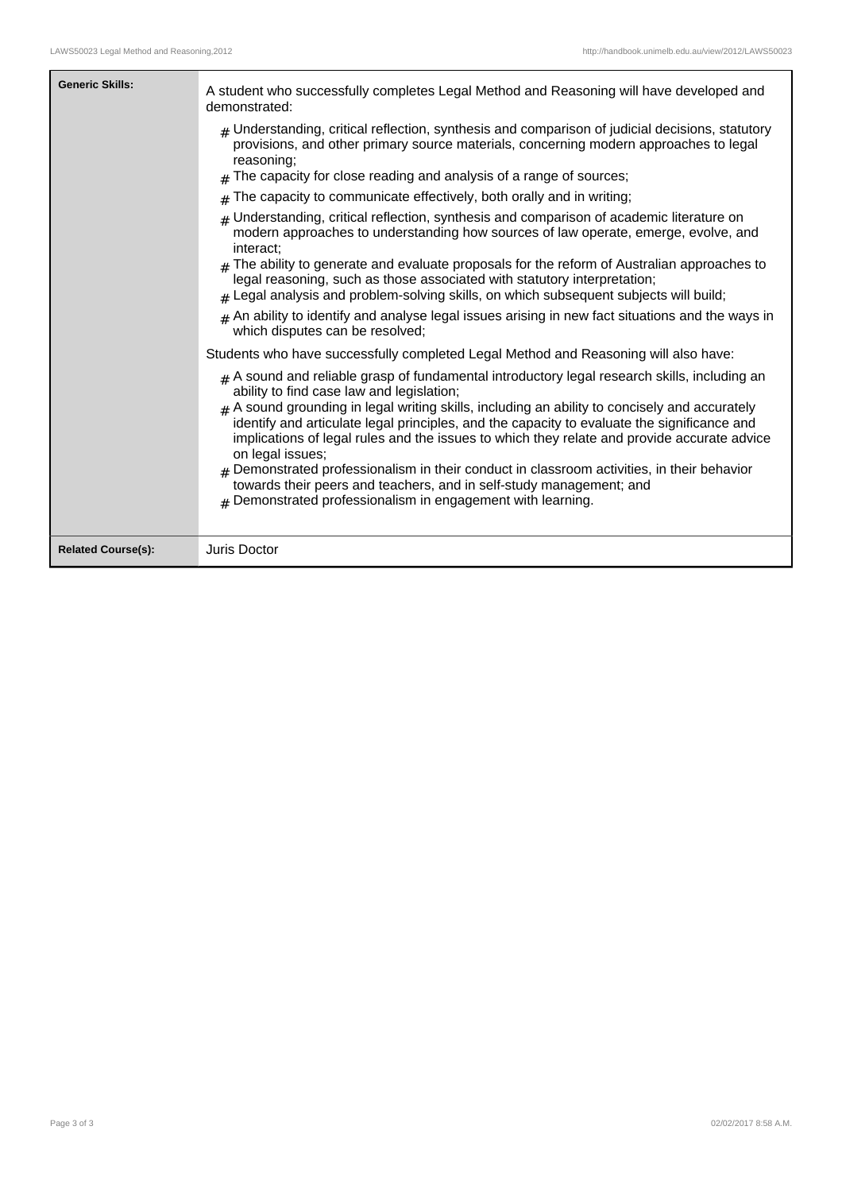| | |
|---|---|
| **Generic Skills:** | A student who successfully completes Legal Method and Reasoning will have developed and demonstrated:<br><br># Understanding, critical reflection, synthesis and comparison of judicial decisions, statutory provisions, and other primary source materials, concerning modern approaches to legal reasoning;<br># The capacity for close reading and analysis of a range of sources;<br># The capacity to communicate effectively, both orally and in writing;<br># Understanding, critical reflection, synthesis and comparison of academic literature on modern approaches to understanding how sources of law operate, emerge, evolve, and interact;<br># The ability to generate and evaluate proposals for the reform of Australian approaches to legal reasoning, such as those associated with statutory interpretation;<br># Legal analysis and problem-solving skills, on which subsequent subjects will build;<br># An ability to identify and analyse legal issues arising in new fact situations and the ways in which disputes can be resolved;<br><br>Students who have successfully completed Legal Method and Reasoning will also have:<br><br># A sound and reliable grasp of fundamental introductory legal research skills, including an ability to find case law and legislation;<br># A sound grounding in legal writing skills, including an ability to concisely and accurately identify and articulate legal principles, and the capacity to evaluate the significance and implications of legal rules and the issues to which they relate and provide accurate advice on legal issues;<br># Demonstrated professionalism in their conduct in classroom activities, in their behavior towards their peers and teachers, and in self-study management; and<br># Demonstrated professionalism in engagement with learning. |
| **Related Course(s):** | Juris Doctor |